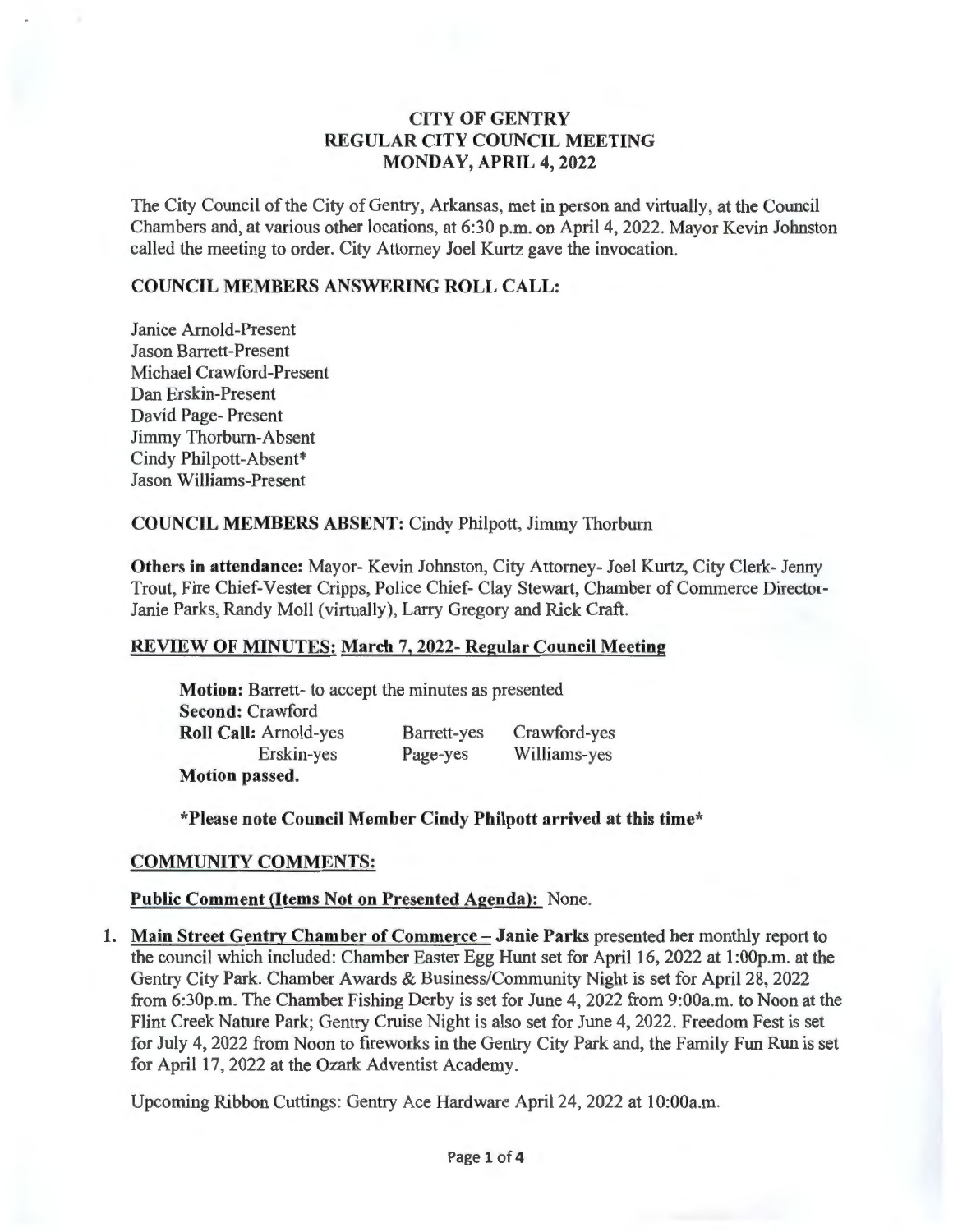# CITY OF GENTRY
## REGULAR CITY COUNCIL MEETING
## MONDAY, APRIL 4, 2022

The City Council of the City of Gentry, Arkansas, met in person and virtually, at the Council Chambers and, at various other locations, at 6:30 p.m. on April 4, 2022. Mayor Kevin Johnston called the meeting to order. City Attorney Joel Kurtz gave the invocation.

**COUNCIL MEMBERS ANSWERING ROLL CALL:**

Janice Arnold-Present
Jason Barrett-Present
Michael Crawford-Present
Dan Erskin-Present
David Page- Present
Jimmy Thorburn-Absent
Cindy Philpott-Absent*
Jason Williams-Present

**COUNCIL MEMBERS ABSENT:** Cindy Philpott, Jimmy Thorburn

**Others in attendance:** Mayor- Kevin Johnston, City Attorney- Joel Kurtz, City Clerk- Jenny Trout, Fire Chief-Vester Cripps, Police Chief- Clay Stewart, Chamber of Commerce Director- Janie Parks, Randy Moll (virtually), Larry Gregory and Rick Craft.

**REVIEW OF MINUTES: March 7, 2022- Regular Council Meeting**

**Motion:** Barrett- to accept the minutes as presented
**Second:** Crawford
**Roll Call:** Arnold-yes    Barrett-yes    Crawford-yes
Erskin-yes    Page-yes    Williams-yes
**Motion passed.**

**\*Please note Council Member Cindy Philpott arrived at this time\***

**COMMUNITY COMMENTS:**

**Public Comment (Items Not on Presented Agenda):** None.

1. **Main Street Gentry Chamber of Commerce – Janie Parks** presented her monthly report to the council which included: Chamber Easter Egg Hunt set for April 16, 2022 at 1:00p.m. at the Gentry City Park. Chamber Awards & Business/Community Night is set for April 28, 2022 from 6:30p.m. The Chamber Fishing Derby is set for June 4, 2022 from 9:00a.m. to Noon at the Flint Creek Nature Park; Gentry Cruise Night is also set for June 4, 2022. Freedom Fest is set for July 4, 2022 from Noon to fireworks in the Gentry City Park and, the Family Fun Run is set for April 17, 2022 at the Ozark Adventist Academy.

   Upcoming Ribbon Cuttings: Gentry Ace Hardware April 24, 2022 at 10:00a.m.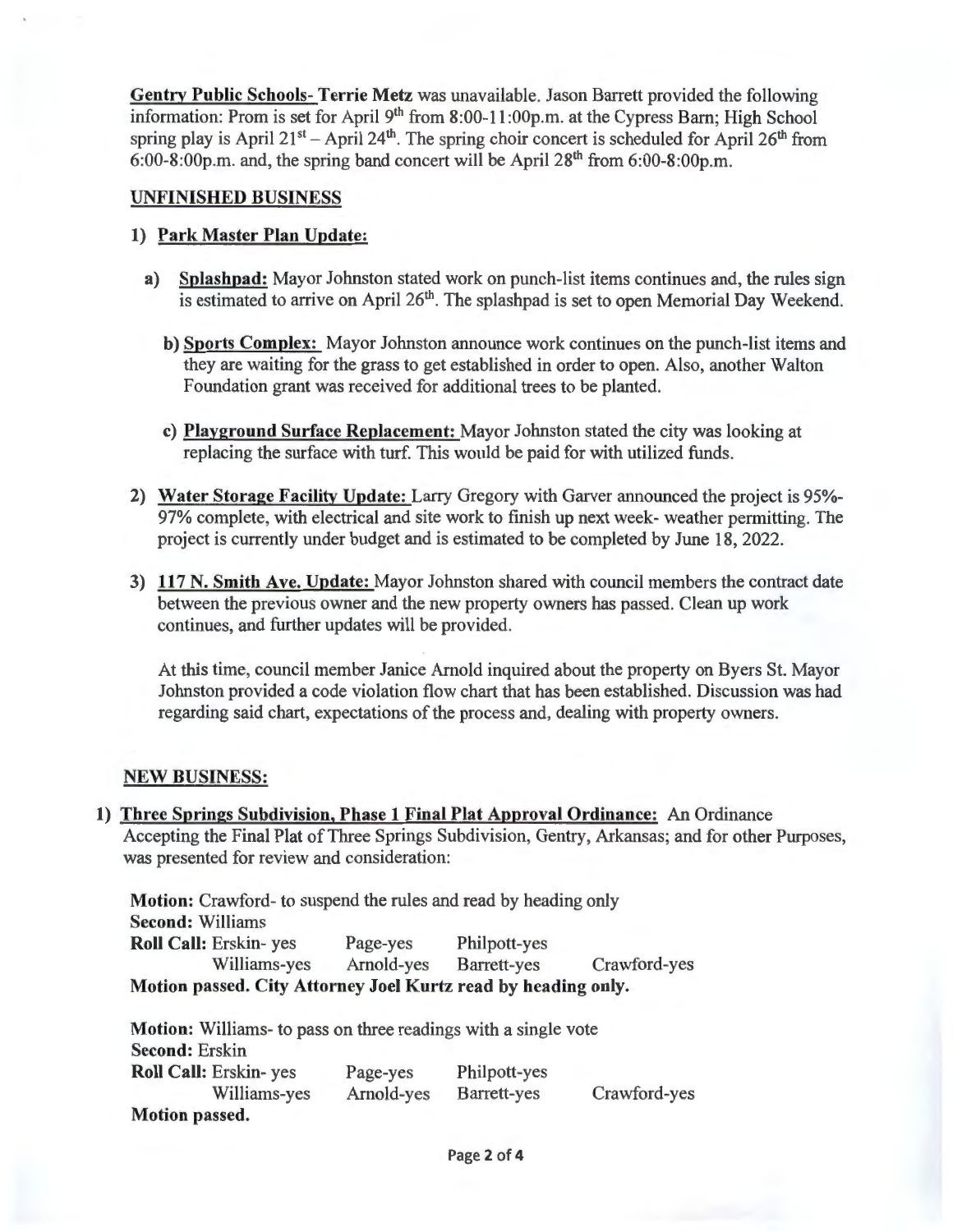**Gentry Public Schools- Terrie Metz** was unavailable. Jason Barrett provided the following information: Prom is set for April 9th from 8:00-11:00p.m. at the Cypress Barn; High School spring play is April 21st – April 24th. The spring choir concert is scheduled for April 26th from 6:00-8:00p.m. and, the spring band concert will be April 28th from 6:00-8:00p.m.

## UNFINISHED BUSINESS

1) **Park Master Plan Update:**

   a) **Splashpad:** Mayor Johnston stated work on punch-list items continues and, the rules sign is estimated to arrive on April 26th. The splashpad is set to open Memorial Day Weekend.

   b) **Sports Complex:** Mayor Johnston announce work continues on the punch-list items and they are waiting for the grass to get established in order to open. Also, another Walton Foundation grant was received for additional trees to be planted.

   c) **Playground Surface Replacement:** Mayor Johnston stated the city was looking at replacing the surface with turf. This would be paid for with utilized funds.

2) **Water Storage Facility Update:** Larry Gregory with Garver announced the project is 95%-97% complete, with electrical and site work to finish up next week- weather permitting. The project is currently under budget and is estimated to be completed by June 18, 2022.

3) **117 N. Smith Ave. Update:** Mayor Johnston shared with council members the contract date between the previous owner and the new property owners has passed. Clean up work continues, and further updates will be provided.

   At this time, council member Janice Arnold inquired about the property on Byers St. Mayor Johnston provided a code violation flow chart that has been established. Discussion was had regarding said chart, expectations of the process and, dealing with property owners.

## NEW BUSINESS:

1) **Three Springs Subdivision, Phase 1 Final Plat Approval Ordinance:** An Ordinance Accepting the Final Plat of Three Springs Subdivision, Gentry, Arkansas; and for other Purposes, was presented for review and consideration:

   **Motion:** Crawford- to suspend the rules and read by heading only
   **Second:** Williams
   **Roll Call:** Erskin- yes Page-yes Philpott-yes
   Williams-yes Arnold-yes Barrett-yes Crawford-yes
   **Motion passed. City Attorney Joel Kurtz read by heading only.**

   **Motion:** Williams- to pass on three readings with a single vote
   **Second:** Erskin
   **Roll Call:** Erskin- yes Page-yes Philpott-yes
   Williams-yes Arnold-yes Barrett-yes Crawford-yes
   **Motion passed.**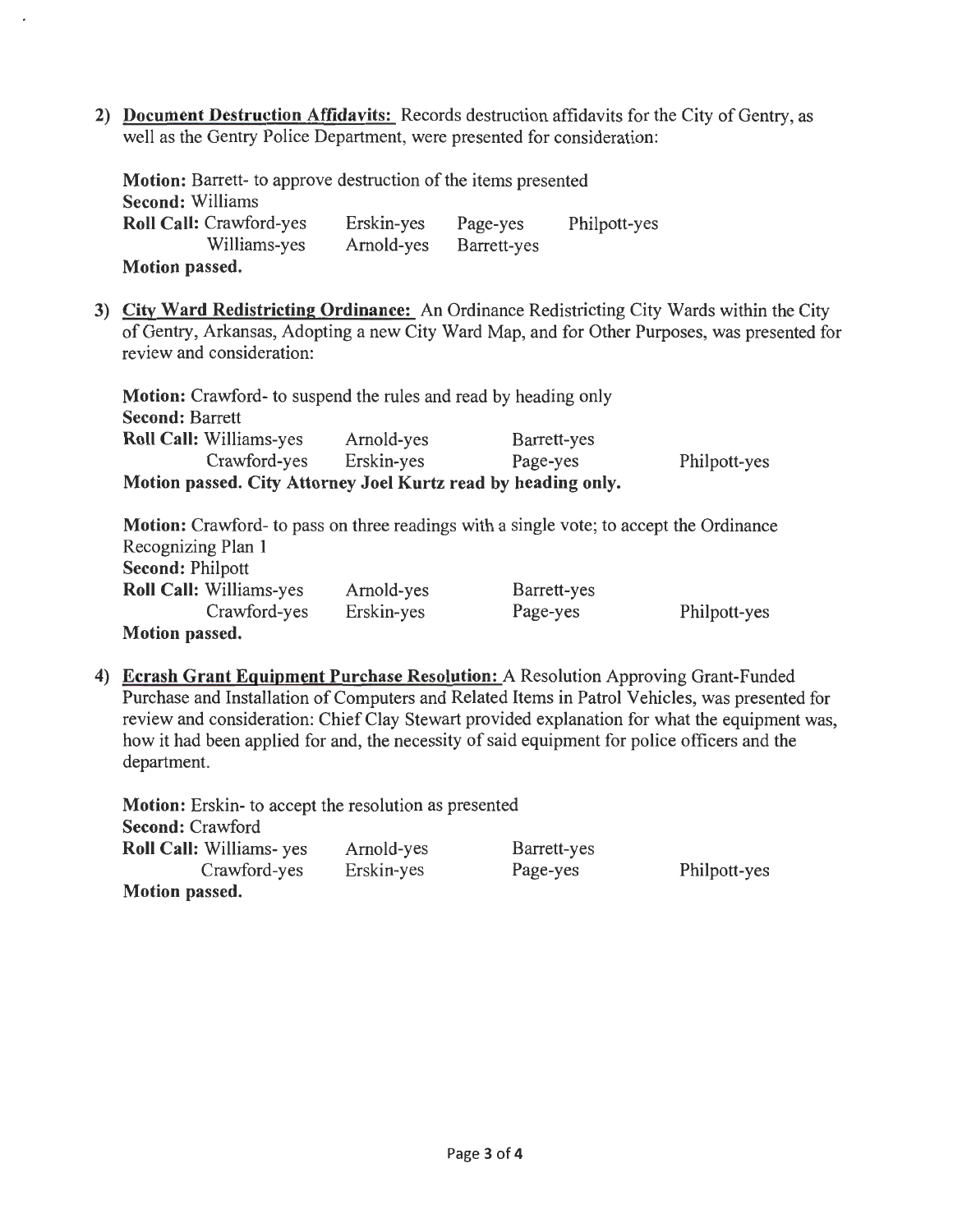2) **Document Destruction Affidavits:** Records destruction affidavits for the City of Gentry, as well as the Gentry Police Department, were presented for consideration:

**Motion:** Barrett- to approve destruction of the items presented
**Second:** Williams
**Roll Call:** Crawford-yes Erskin-yes Page-yes Philpott-yes
Williams-yes Arnold-yes Barrett-yes
**Motion passed.**

3) **City Ward Redistricting Ordinance:** An Ordinance Redistricting City Wards within the City of Gentry, Arkansas, Adopting a new City Ward Map, and for Other Purposes, was presented for review and consideration:

**Motion:** Crawford- to suspend the rules and read by heading only
**Second:** Barrett
**Roll Call:** Williams-yes Arnold-yes Barrett-yes
Crawford-yes Erskin-yes Page-yes Philpott-yes
**Motion passed. City Attorney Joel Kurtz read by heading only.**

**Motion:** Crawford- to pass on three readings with a single vote; to accept the Ordinance Recognizing Plan 1
**Second:** Philpott
**Roll Call:** Williams-yes Arnold-yes Barrett-yes
Crawford-yes Erskin-yes Page-yes Philpott-yes
**Motion passed.**

4) **Ecrash Grant Equipment Purchase Resolution:** A Resolution Approving Grant-Funded Purchase and Installation of Computers and Related Items in Patrol Vehicles, was presented for review and consideration: Chief Clay Stewart provided explanation for what the equipment was, how it had been applied for and, the necessity of said equipment for police officers and the department.

**Motion:** Erskin- to accept the resolution as presented
**Second:** Crawford
**Roll Call:** Williams- yes Arnold-yes Barrett-yes
Crawford-yes Erskin-yes Page-yes Philpott-yes
**Motion passed.**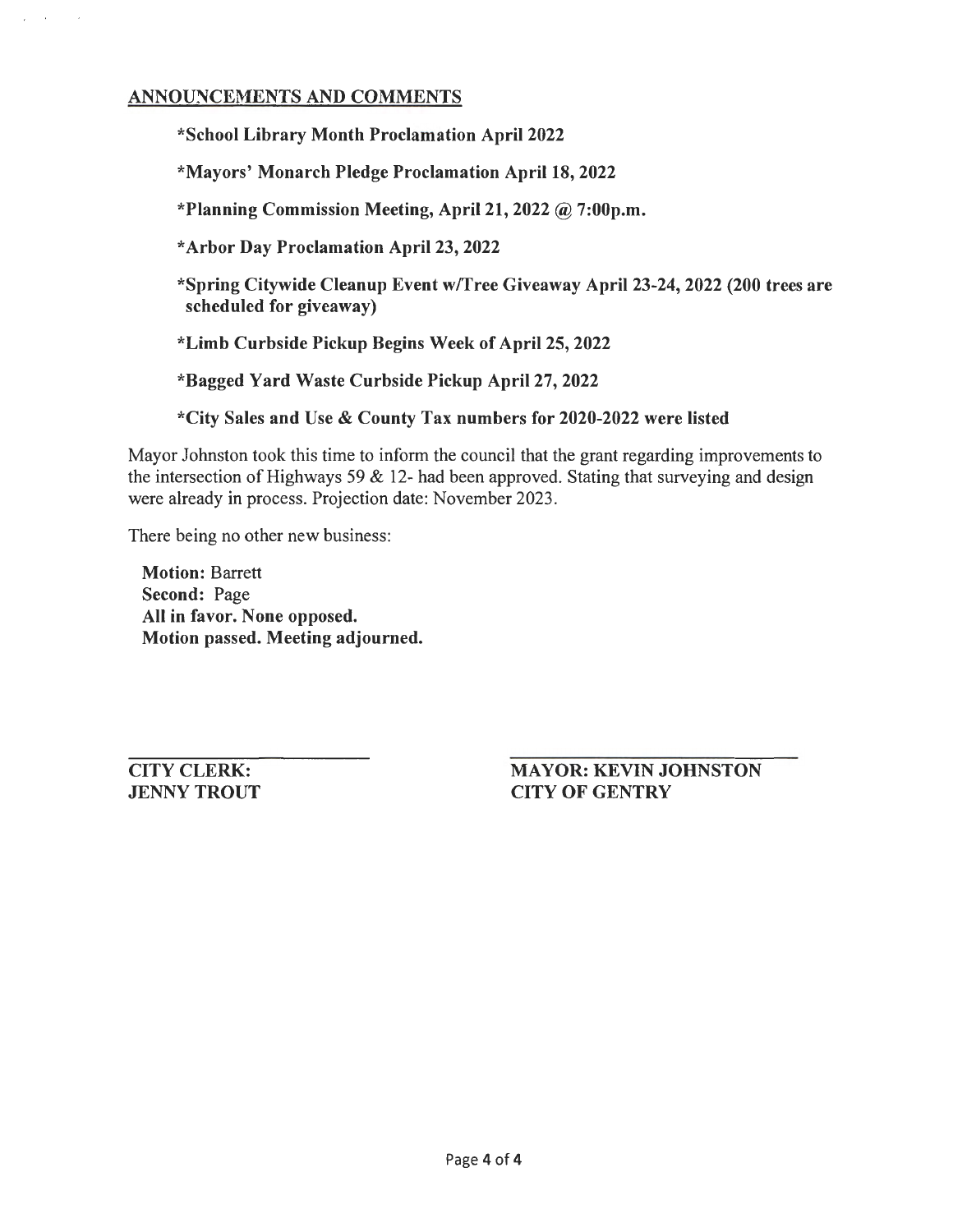## ANNOUNCEMENTS AND COMMENTS

**\*School Library Month Proclamation April 2022**

**\*Mayors' Monarch Pledge Proclamation April 18, 2022**

**\*Planning Commission Meeting, April 21, 2022 @ 7:00p.m.**

**\*Arbor Day Proclamation April 23, 2022**

**\*Spring Citywide Cleanup Event w/Tree Giveaway April 23-24, 2022 (200 trees are scheduled for giveaway)**

**\*Limb Curbside Pickup Begins Week of April 25, 2022**

**\*Bagged Yard Waste Curbside Pickup April 27, 2022**

**\*City Sales and Use & County Tax numbers for 2020-2022 were listed**

Mayor Johnston took this time to inform the council that the grant regarding improvements to the intersection of Highways 59 & 12- had been approved. Stating that surveying and design were already in process. Projection date: November 2023.

There being no other new business:

**Motion:** Barrett
**Second:** Page
**All in favor. None opposed.**
**Motion passed. Meeting adjourned.**

**CITY CLERK:**
**JENNY TROUT**

**MAYOR: KEVIN JOHNSTON**
**CITY OF GENTRY**